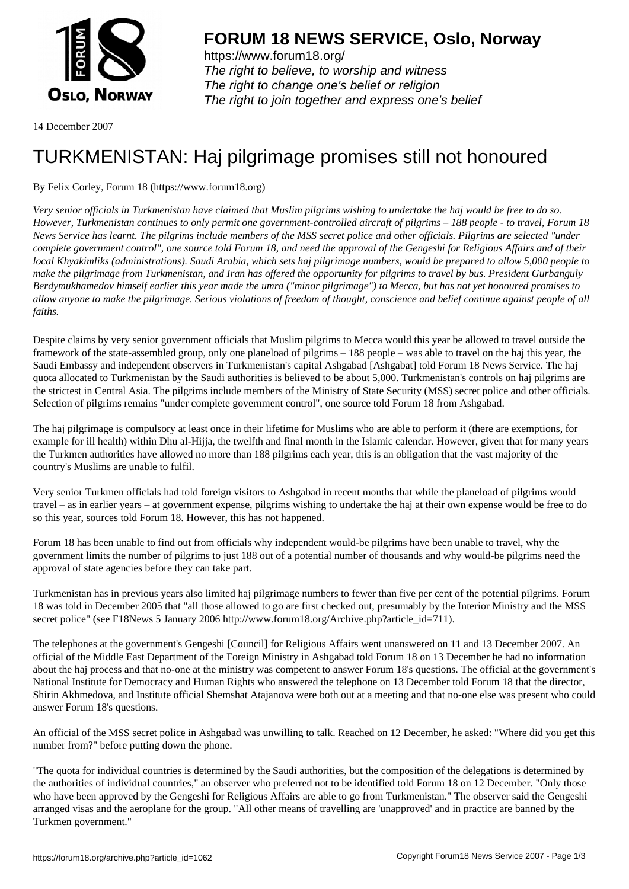**FORUM 18 NEWS SERVICE, Oslo, Norway**

https://www.forum18.org/
*The right to believe, to worship and witness*
*The right to change one's belief or religion*
*The right to join together and express one's belief*

14 December 2007

# TURKMENISTAN: Haj pilgrimage promises still not honoured

By Felix Corley, Forum 18 (https://www.forum18.org)

*Very senior officials in Turkmenistan have claimed that Muslim pilgrims wishing to undertake the haj would be free to do so. However, Turkmenistan continues to only permit one government-controlled aircraft of pilgrims – 188 people - to travel, Forum 18 News Service has learnt. The pilgrims include members of the MSS secret police and other officials. Pilgrims are selected "under complete government control", one source told Forum 18, and need the approval of the Gengeshi for Religious Affairs and of their local Khyakimliks (administrations). Saudi Arabia, which sets haj pilgrimage numbers, would be prepared to allow 5,000 people to make the pilgrimage from Turkmenistan, and Iran has offered the opportunity for pilgrims to travel by bus. President Gurbanguly Berdymukhamedov himself earlier this year made the umra ("minor pilgrimage") to Mecca, but has not yet honoured promises to allow anyone to make the pilgrimage. Serious violations of freedom of thought, conscience and belief continue against people of all faiths.*

Despite claims by very senior government officials that Muslim pilgrims to Mecca would this year be allowed to travel outside the framework of the state-assembled group, only one planeload of pilgrims – 188 people – was able to travel on the haj this year, the Saudi Embassy and independent observers in Turkmenistan's capital Ashgabad [Ashgabat] told Forum 18 News Service. The haj quota allocated to Turkmenistan by the Saudi authorities is believed to be about 5,000. Turkmenistan's controls on haj pilgrims are the strictest in Central Asia. The pilgrims include members of the Ministry of State Security (MSS) secret police and other officials. Selection of pilgrims remains "under complete government control", one source told Forum 18 from Ashgabad.

The haj pilgrimage is compulsory at least once in their lifetime for Muslims who are able to perform it (there are exemptions, for example for ill health) within Dhu al-Hijja, the twelfth and final month in the Islamic calendar. However, given that for many years the Turkmen authorities have allowed no more than 188 pilgrims each year, this is an obligation that the vast majority of the country's Muslims are unable to fulfil.

Very senior Turkmen officials had told foreign visitors to Ashgabad in recent months that while the planeload of pilgrims would travel – as in earlier years – at government expense, pilgrims wishing to undertake the haj at their own expense would be free to do so this year, sources told Forum 18. However, this has not happened.

Forum 18 has been unable to find out from officials why independent would-be pilgrims have been unable to travel, why the government limits the number of pilgrims to just 188 out of a potential number of thousands and why would-be pilgrims need the approval of state agencies before they can take part.

Turkmenistan has in previous years also limited haj pilgrimage numbers to fewer than five per cent of the potential pilgrims. Forum 18 was told in December 2005 that "all those allowed to go are first checked out, presumably by the Interior Ministry and the MSS secret police" (see F18News 5 January 2006 http://www.forum18.org/Archive.php?article_id=711).

The telephones at the government's Gengeshi [Council] for Religious Affairs went unanswered on 11 and 13 December 2007. An official of the Middle East Department of the Foreign Ministry in Ashgabad told Forum 18 on 13 December he had no information about the haj process and that no-one at the ministry was competent to answer Forum 18's questions. The official at the government's National Institute for Democracy and Human Rights who answered the telephone on 13 December told Forum 18 that the director, Shirin Akhmedova, and Institute official Shemshat Atajanova were both out at a meeting and that no-one else was present who could answer Forum 18's questions.

An official of the MSS secret police in Ashgabad was unwilling to talk. Reached on 12 December, he asked: "Where did you get this number from?" before putting down the phone.

"The quota for individual countries is determined by the Saudi authorities, but the composition of the delegations is determined by the authorities of individual countries," an observer who preferred not to be identified told Forum 18 on 12 December. "Only those who have been approved by the Gengeshi for Religious Affairs are able to go from Turkmenistan." The observer said the Gengeshi arranged visas and the aeroplane for the group. "All other means of travelling are 'unapproved' and in practice are banned by the Turkmen government."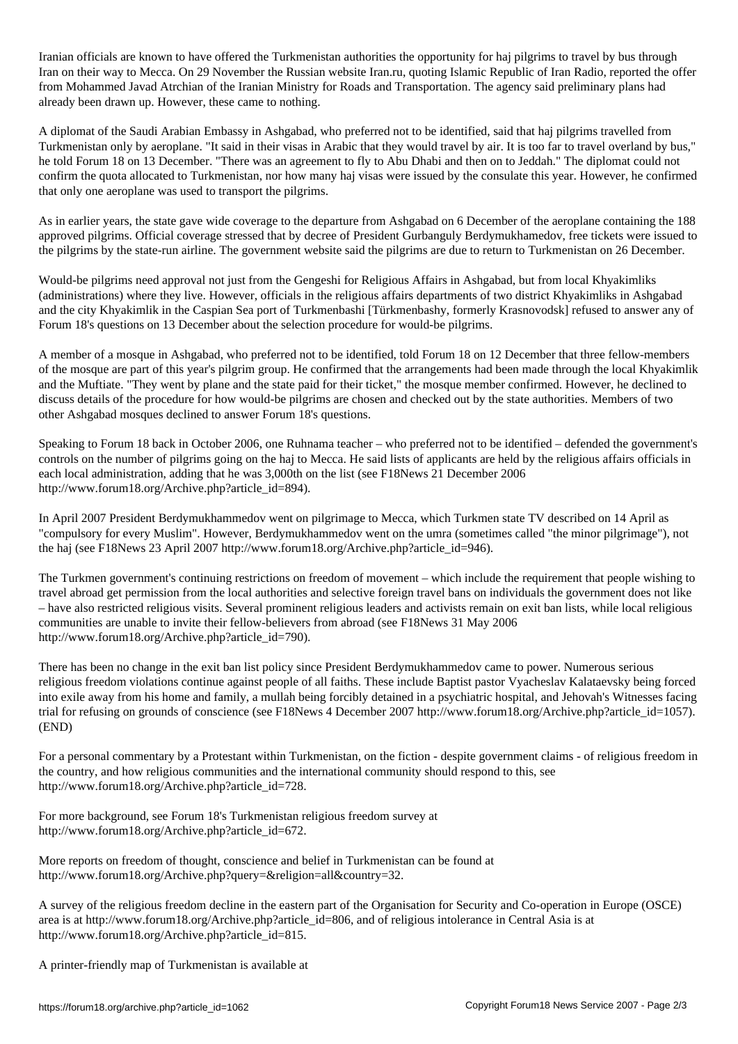Iranian officials are known to have offered the Turkmenistan authorities the opportunity for haj pilgrims to travel by bus through Iran on their way to Mecca. On 29 November the Russian website Iran.ru, quoting Islamic Republic of Iran Radio, reported the offer from Mohammed Javad Atrchian of the Iranian Ministry for Roads and Transportation. The agency said preliminary plans had already been drawn up. However, these came to nothing.

A diplomat of the Saudi Arabian Embassy in Ashgabad, who preferred not to be identified, said that haj pilgrims travelled from Turkmenistan only by aeroplane. "It said in their visas in Arabic that they would travel by air. It is too far to travel overland by bus," he told Forum 18 on 13 December. "There was an agreement to fly to Abu Dhabi and then on to Jeddah." The diplomat could not confirm the quota allocated to Turkmenistan, nor how many haj visas were issued by the consulate this year. However, he confirmed that only one aeroplane was used to transport the pilgrims.

As in earlier years, the state gave wide coverage to the departure from Ashgabad on 6 December of the aeroplane containing the 188 approved pilgrims. Official coverage stressed that by decree of President Gurbanguly Berdymukhamedov, free tickets were issued to the pilgrims by the state-run airline. The government website said the pilgrims are due to return to Turkmenistan on 26 December.

Would-be pilgrims need approval not just from the Gengeshi for Religious Affairs in Ashgabad, but from local Khyakimliks (administrations) where they live. However, officials in the religious affairs departments of two district Khyakimliks in Ashgabad and the city Khyakimlik in the Caspian Sea port of Turkmenbashi [Türkmenbashy, formerly Krasnovodsk] refused to answer any of Forum 18's questions on 13 December about the selection procedure for would-be pilgrims.

A member of a mosque in Ashgabad, who preferred not to be identified, told Forum 18 on 12 December that three fellow-members of the mosque are part of this year's pilgrim group. He confirmed that the arrangements had been made through the local Khyakimlik and the Muftiate. "They went by plane and the state paid for their ticket," the mosque member confirmed. However, he declined to discuss details of the procedure for how would-be pilgrims are chosen and checked out by the state authorities. Members of two other Ashgabad mosques declined to answer Forum 18's questions.

Speaking to Forum 18 back in October 2006, one Ruhnama teacher – who preferred not to be identified – defended the government's controls on the number of pilgrims going on the haj to Mecca. He said lists of applicants are held by the religious affairs officials in each local administration, adding that he was 3,000th on the list (see F18News 21 December 2006 http://www.forum18.org/Archive.php?article_id=894).

In April 2007 President Berdymukhammedov went on pilgrimage to Mecca, which Turkmen state TV described on 14 April as "compulsory for every Muslim". However, Berdymukhammedov went on the umra (sometimes called "the minor pilgrimage"), not the haj (see F18News 23 April 2007 http://www.forum18.org/Archive.php?article_id=946).

The Turkmen government's continuing restrictions on freedom of movement – which include the requirement that people wishing to travel abroad get permission from the local authorities and selective foreign travel bans on individuals the government does not like – have also restricted religious visits. Several prominent religious leaders and activists remain on exit ban lists, while local religious communities are unable to invite their fellow-believers from abroad (see F18News 31 May 2006 http://www.forum18.org/Archive.php?article_id=790).

There has been no change in the exit ban list policy since President Berdymukhammedov came to power. Numerous serious religious freedom violations continue against people of all faiths. These include Baptist pastor Vyacheslav Kalataevsky being forced into exile away from his home and family, a mullah being forcibly detained in a psychiatric hospital, and Jehovah's Witnesses facing trial for refusing on grounds of conscience (see F18News 4 December 2007 http://www.forum18.org/Archive.php?article_id=1057). (END)

For a personal commentary by a Protestant within Turkmenistan, on the fiction - despite government claims - of religious freedom in the country, and how religious communities and the international community should respond to this, see http://www.forum18.org/Archive.php?article_id=728.

For more background, see Forum 18's Turkmenistan religious freedom survey at http://www.forum18.org/Archive.php?article_id=672.

More reports on freedom of thought, conscience and belief in Turkmenistan can be found at http://www.forum18.org/Archive.php?query=&religion=all&country=32.

A survey of the religious freedom decline in the eastern part of the Organisation for Security and Co-operation in Europe (OSCE) area is at http://www.forum18.org/Archive.php?article_id=806, and of religious intolerance in Central Asia is at http://www.forum18.org/Archive.php?article_id=815.

A printer-friendly map of Turkmenistan is available at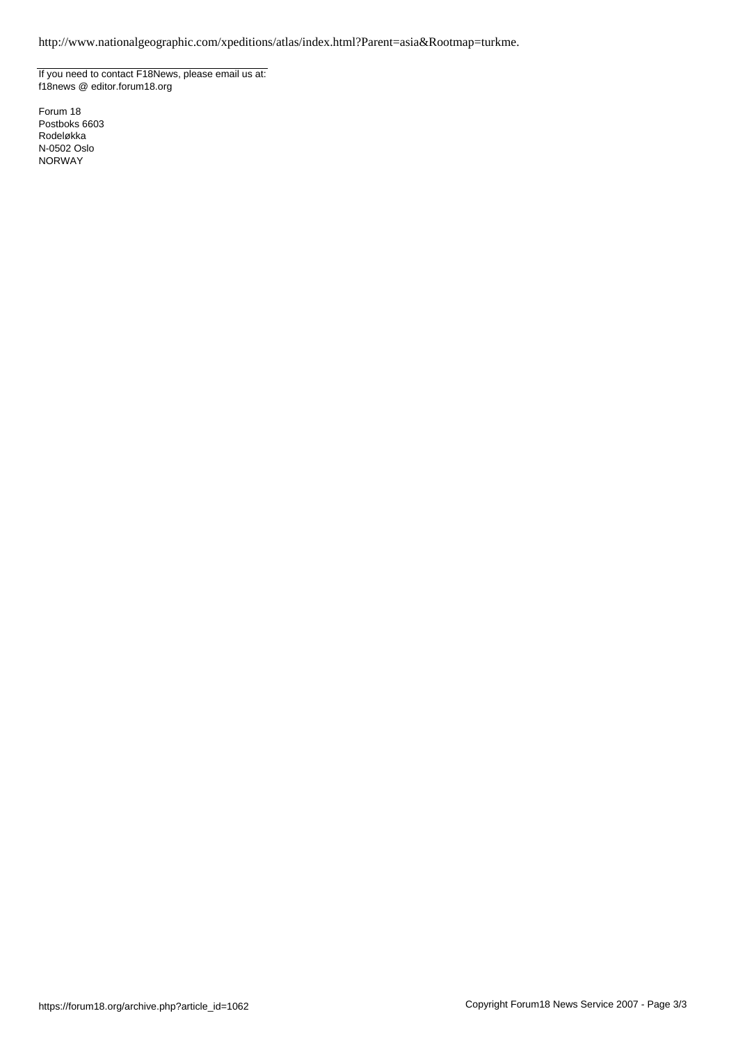http://www.nationalgeographic.com/xpeditions/atlas/index.html?Parent=asia&Rootmap=turkme.

---

If you need to contact F18News, please email us at:
f18news @ editor.forum18.org

Forum 18
Postboks 6603
Rodeløkka
N-0502 Oslo
NORWAY